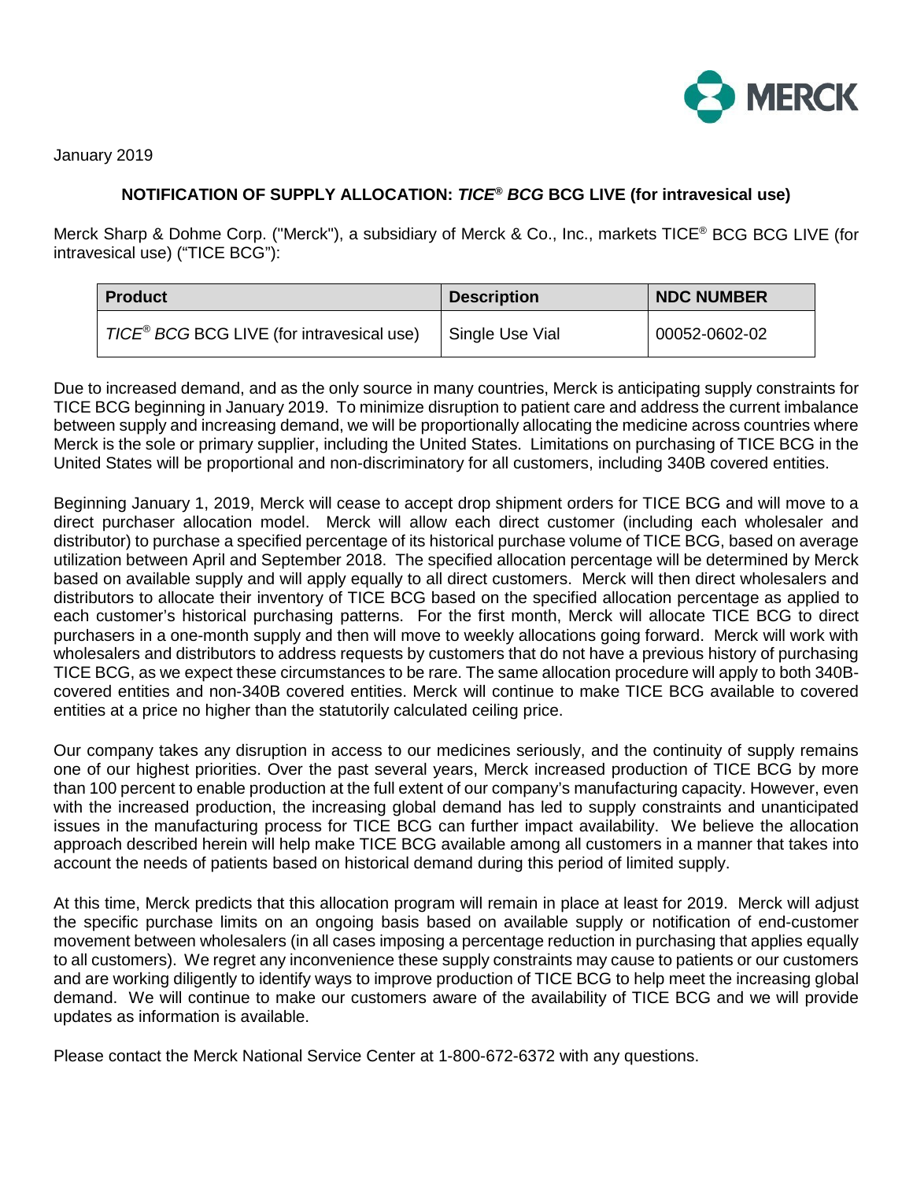January 2019

**NOTIFICATION OF SUPPLY ALLOCATION: *TICE® BCG* BCG LIVE (for intravesical use)**

Merck Sharp & Dohme Corp. ("Merck"), a subsidiary of Merck & Co., Inc., markets TICE® BCG BCG LIVE (for intravesical use) ("TICE BCG"):

| Product | Description | NDC NUMBER |
|---|---|---|
| *TICE® BCG* BCG LIVE (for intravesical use) | Single Use Vial | 00052-0602-02 |

Due to increased demand, and as the only source in many countries, Merck is anticipating supply constraints for TICE BCG beginning in January 2019. To minimize disruption to patient care and address the current imbalance between supply and increasing demand, we will be proportionally allocating the medicine across countries where Merck is the sole or primary supplier, including the United States. Limitations on purchasing of TICE BCG in the United States will be proportional and non-discriminatory for all customers, including 340B covered entities.

Beginning January 1, 2019, Merck will cease to accept drop shipment orders for TICE BCG and will move to a direct purchaser allocation model. Merck will allow each direct customer (including each wholesaler and distributor) to purchase a specified percentage of its historical purchase volume of TICE BCG, based on average utilization between April and September 2018. The specified allocation percentage will be determined by Merck based on available supply and will apply equally to all direct customers. Merck will then direct wholesalers and distributors to allocate their inventory of TICE BCG based on the specified allocation percentage as applied to each customer's historical purchasing patterns. For the first month, Merck will allocate TICE BCG to direct purchasers in a one-month supply and then will move to weekly allocations going forward. Merck will work with wholesalers and distributors to address requests by customers that do not have a previous history of purchasing TICE BCG, as we expect these circumstances to be rare. The same allocation procedure will apply to both 340B-covered entities and non-340B covered entities. Merck will continue to make TICE BCG available to covered entities at a price no higher than the statutorily calculated ceiling price.

Our company takes any disruption in access to our medicines seriously, and the continuity of supply remains one of our highest priorities. Over the past several years, Merck increased production of TICE BCG by more than 100 percent to enable production at the full extent of our company's manufacturing capacity. However, even with the increased production, the increasing global demand has led to supply constraints and unanticipated issues in the manufacturing process for TICE BCG can further impact availability. We believe the allocation approach described herein will help make TICE BCG available among all customers in a manner that takes into account the needs of patients based on historical demand during this period of limited supply.

At this time, Merck predicts that this allocation program will remain in place at least for 2019. Merck will adjust the specific purchase limits on an ongoing basis based on available supply or notification of end-customer movement between wholesalers (in all cases imposing a percentage reduction in purchasing that applies equally to all customers). We regret any inconvenience these supply constraints may cause to patients or our customers and are working diligently to identify ways to improve production of TICE BCG to help meet the increasing global demand. We will continue to make our customers aware of the availability of TICE BCG and we will provide updates as information is available.

Please contact the Merck National Service Center at 1-800-672-6372 with any questions.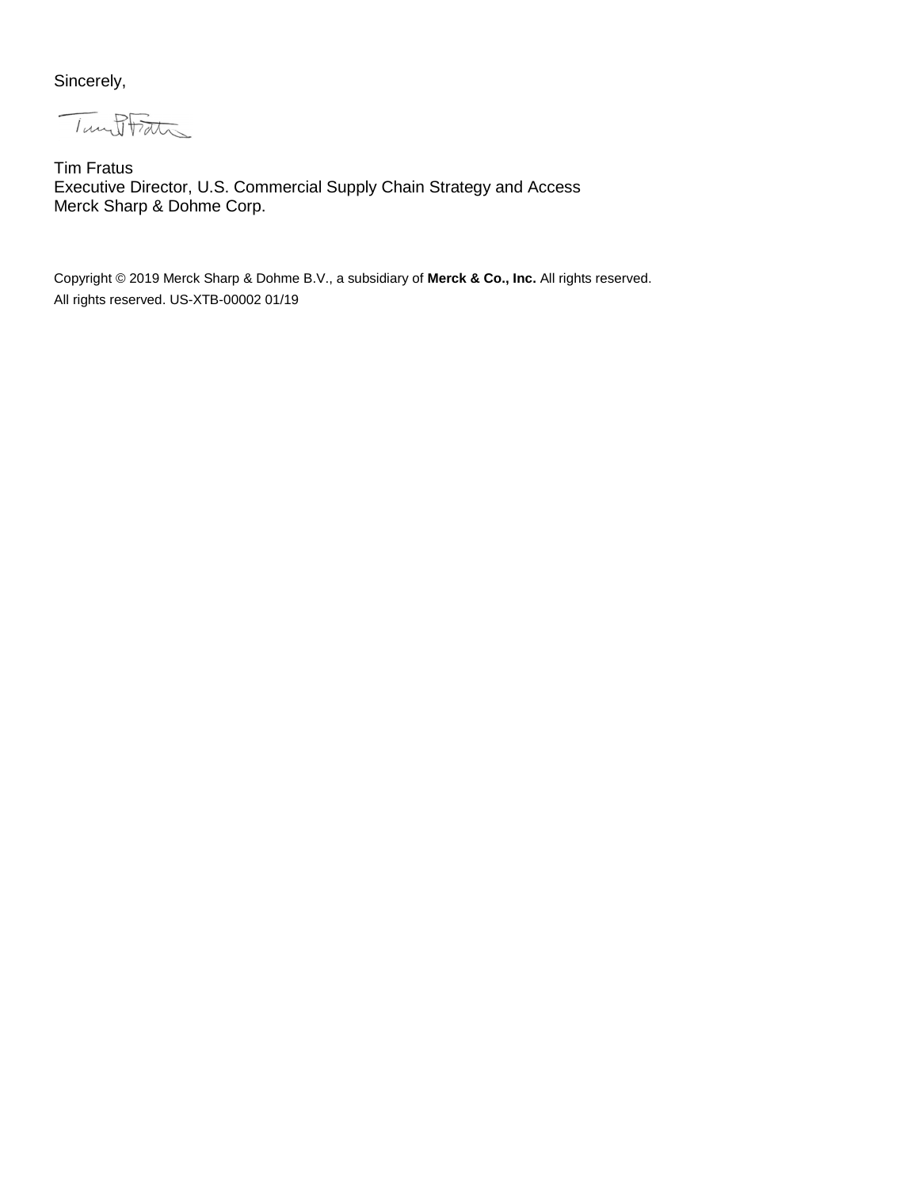Sincerely,

Tim Fratus
Executive Director, U.S. Commercial Supply Chain Strategy and Access
Merck Sharp & Dohme Corp.

Copyright © 2019 Merck Sharp & Dohme B.V., a subsidiary of **Merck & Co., Inc.** All rights reserved.
All rights reserved. US-XTB-00002 01/19